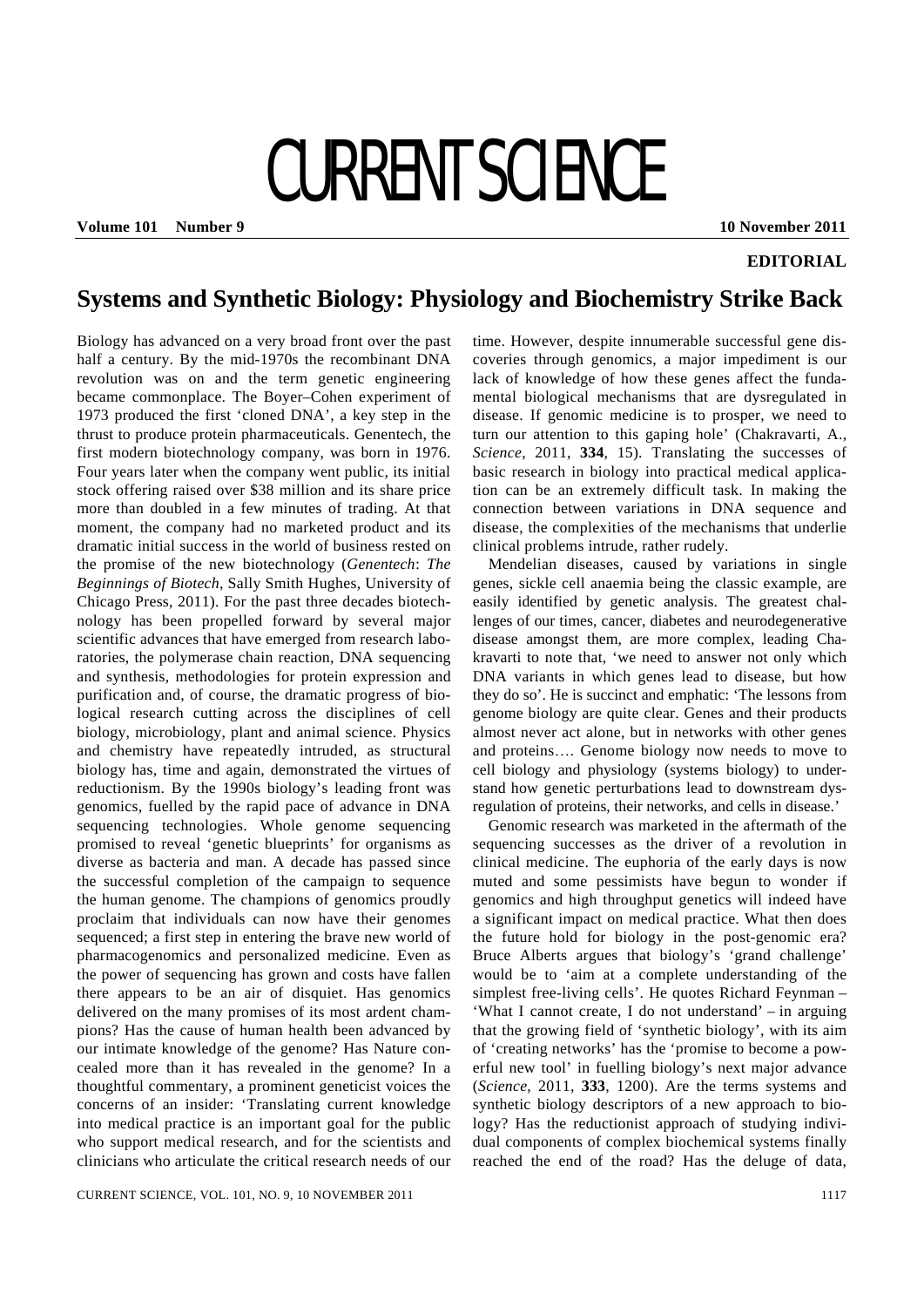# CURRENT SCIENCE

**EDITORIAL**

## Systems and Synthetic Biology: Physiology and Biochemistry Strike Back

Biology has advanced on a very broad front over the past half a century. By the mid-1970s the recombinant DNA revolution was on and the term genetic engineering became commonplace. The Boyer–Cohen experiment of 1973 produced the first 'cloned DNA', a key step in the thrust to produce protein pharmaceuticals. Genentech, the first modern biotechnology company, was born in 1976. Four years later when the company went public, its initial stock offering raised over $38 million and its share price more than doubled in a few minutes of trading. At that moment, the company had no marketed product and its dramatic initial success in the world of business rested on the promise of the new biotechnology (*Genentech*: *The Beginnings of Biotech*, Sally Smith Hughes, University of Chicago Press, 2011). For the past three decades biotechnology has been propelled forward by several major scientific advances that have emerged from research laboratories, the polymerase chain reaction, DNA sequencing and synthesis, methodologies for protein expression and purification and, of course, the dramatic progress of biological research cutting across the disciplines of cell biology, microbiology, plant and animal science. Physics and chemistry have repeatedly intruded, as structural biology has, time and again, demonstrated the virtues of reductionism. By the 1990s biology's leading front was genomics, fuelled by the rapid pace of advance in DNA sequencing technologies. Whole genome sequencing promised to reveal 'genetic blueprints' for organisms as diverse as bacteria and man. A decade has passed since the successful completion of the campaign to sequence the human genome. The champions of genomics proudly proclaim that individuals can now have their genomes sequenced; a first step in entering the brave new world of pharmacogenomics and personalized medicine. Even as the power of sequencing has grown and costs have fallen there appears to be an air of disquiet. Has genomics delivered on the many promises of its most ardent champions? Has the cause of human health been advanced by our intimate knowledge of the genome? Has Nature concealed more than it has revealed in the genome? In a thoughtful commentary, a prominent geneticist voices the concerns of an insider: 'Translating current knowledge into medical practice is an important goal for the public who support medical research, and for the scientists and clinicians who articulate the critical research needs of our time. However, despite innumerable successful gene discoveries through genomics, a major impediment is our lack of knowledge of how these genes affect the fundamental biological mechanisms that are dysregulated in disease. If genomic medicine is to prosper, we need to turn our attention to this gaping hole' (Chakravarti, A., *Science*, 2011, **334**, 15). Translating the successes of basic research in biology into practical medical application can be an extremely difficult task. In making the connection between variations in DNA sequence and disease, the complexities of the mechanisms that underlie clinical problems intrude, rather rudely.

Mendelian diseases, caused by variations in single genes, sickle cell anaemia being the classic example, are easily identified by genetic analysis. The greatest challenges of our times, cancer, diabetes and neurodegenerative disease amongst them, are more complex, leading Chakravarti to note that, 'we need to answer not only which DNA variants in which genes lead to disease, but how they do so'. He is succinct and emphatic: 'The lessons from genome biology are quite clear. Genes and their products almost never act alone, but in networks with other genes and proteins…. Genome biology now needs to move to cell biology and physiology (systems biology) to understand how genetic perturbations lead to downstream dysregulation of proteins, their networks, and cells in disease.'

Genomic research was marketed in the aftermath of the sequencing successes as the driver of a revolution in clinical medicine. The euphoria of the early days is now muted and some pessimists have begun to wonder if genomics and high throughput genetics will indeed have a significant impact on medical practice. What then does the future hold for biology in the post-genomic era? Bruce Alberts argues that biology's 'grand challenge' would be to 'aim at a complete understanding of the simplest free-living cells'. He quotes Richard Feynman – 'What I cannot create, I do not understand' – in arguing that the growing field of 'synthetic biology', with its aim of 'creating networks' has the 'promise to become a powerful new tool' in fuelling biology's next major advance (*Science*, 2011, **333**, 1200). Are the terms systems and synthetic biology descriptors of a new approach to biology? Has the reductionist approach of studying individual components of complex biochemical systems finally reached the end of the road? Has the deluge of data,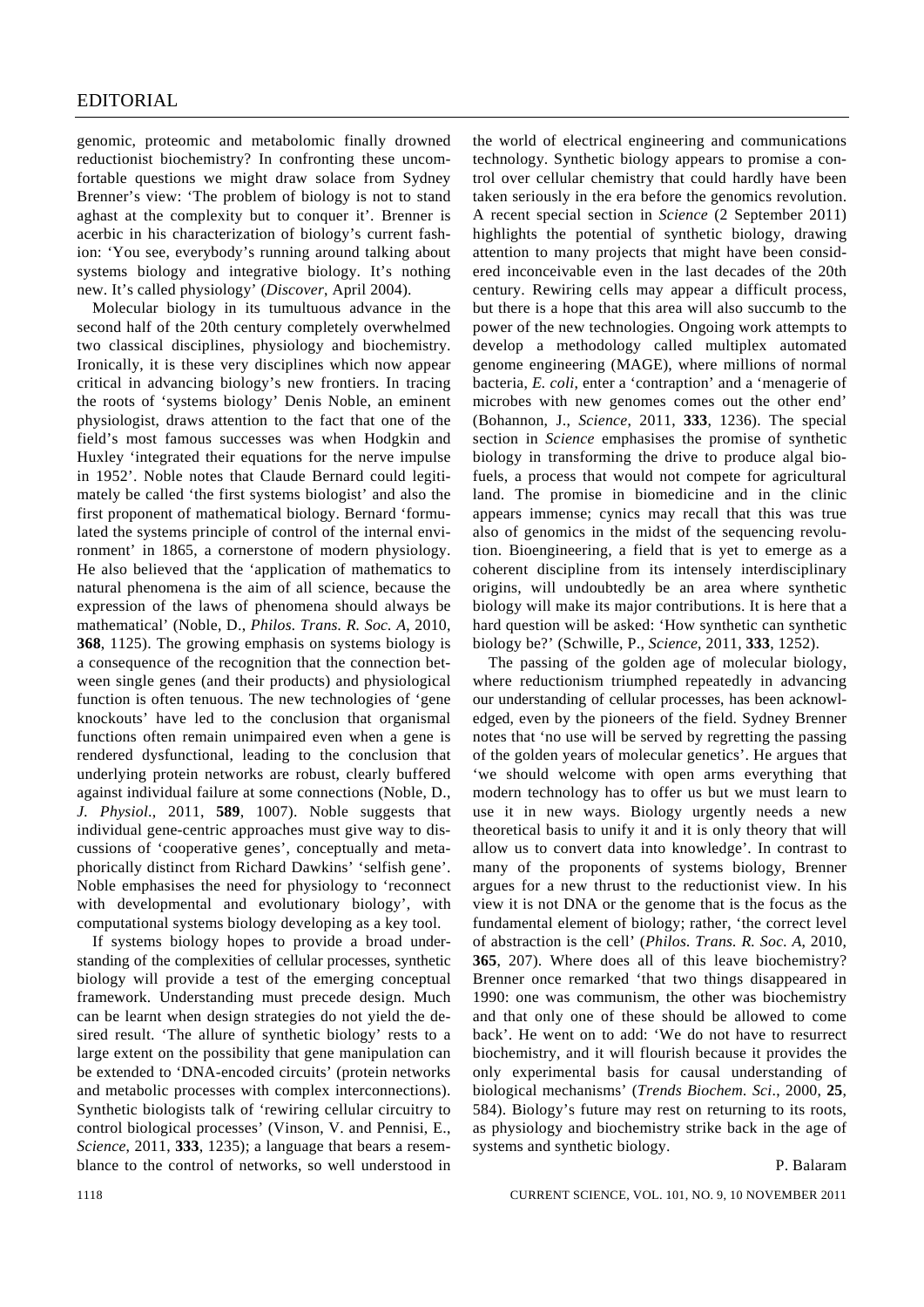genomic, proteomic and metabolomic finally drowned reductionist biochemistry? In confronting these uncomfortable questions we might draw solace from Sydney Brenner's view: 'The problem of biology is not to stand aghast at the complexity but to conquer it'. Brenner is acerbic in his characterization of biology's current fashion: 'You see, everybody's running around talking about systems biology and integrative biology. It's nothing new. It's called physiology' (*Discover*, April 2004).

Molecular biology in its tumultuous advance in the second half of the 20th century completely overwhelmed two classical disciplines, physiology and biochemistry. Ironically, it is these very disciplines which now appear critical in advancing biology's new frontiers. In tracing the roots of 'systems biology' Denis Noble, an eminent physiologist, draws attention to the fact that one of the field's most famous successes was when Hodgkin and Huxley 'integrated their equations for the nerve impulse in 1952'. Noble notes that Claude Bernard could legitimately be called 'the first systems biologist' and also the first proponent of mathematical biology. Bernard 'formulated the systems principle of control of the internal environment' in 1865, a cornerstone of modern physiology. He also believed that the 'application of mathematics to natural phenomena is the aim of all science, because the expression of the laws of phenomena should always be mathematical' (Noble, D., *Philos. Trans. R. Soc. A*, 2010, **368**, 1125). The growing emphasis on systems biology is a consequence of the recognition that the connection between single genes (and their products) and physiological function is often tenuous. The new technologies of 'gene knockouts' have led to the conclusion that organismal functions often remain unimpaired even when a gene is rendered dysfunctional, leading to the conclusion that underlying protein networks are robust, clearly buffered against individual failure at some connections (Noble, D., *J. Physiol.*, 2011, **589**, 1007). Noble suggests that individual gene-centric approaches must give way to discussions of 'cooperative genes', conceptually and metaphorically distinct from Richard Dawkins' 'selfish gene'. Noble emphasises the need for physiology to 'reconnect with developmental and evolutionary biology', with computational systems biology developing as a key tool.

If systems biology hopes to provide a broad understanding of the complexities of cellular processes, synthetic biology will provide a test of the emerging conceptual framework. Understanding must precede design. Much can be learnt when design strategies do not yield the desired result. 'The allure of synthetic biology' rests to a large extent on the possibility that gene manipulation can be extended to 'DNA-encoded circuits' (protein networks and metabolic processes with complex interconnections). Synthetic biologists talk of 'rewiring cellular circuitry to control biological processes' (Vinson, V. and Pennisi, E., *Science*, 2011, **333**, 1235); a language that bears a resemblance to the control of networks, so well understood in the world of electrical engineering and communications technology. Synthetic biology appears to promise a control over cellular chemistry that could hardly have been taken seriously in the era before the genomics revolution. A recent special section in *Science* (2 September 2011) highlights the potential of synthetic biology, drawing attention to many projects that might have been considered inconceivable even in the last decades of the 20th century. Rewiring cells may appear a difficult process, but there is a hope that this area will also succumb to the power of the new technologies. Ongoing work attempts to develop a methodology called multiplex automated genome engineering (MAGE), where millions of normal bacteria, *E. coli*, enter a 'contraption' and a 'menagerie of microbes with new genomes comes out the other end' (Bohannon, J., *Science*, 2011, **333**, 1236). The special section in *Science* emphasises the promise of synthetic biology in transforming the drive to produce algal biofuels, a process that would not compete for agricultural land. The promise in biomedicine and in the clinic appears immense; cynics may recall that this was true also of genomics in the midst of the sequencing revolution. Bioengineering, a field that is yet to emerge as a coherent discipline from its intensely interdisciplinary origins, will undoubtedly be an area where synthetic biology will make its major contributions. It is here that a hard question will be asked: 'How synthetic can synthetic biology be?' (Schwille, P., *Science*, 2011, **333**, 1252).

The passing of the golden age of molecular biology, where reductionism triumphed repeatedly in advancing our understanding of cellular processes, has been acknowledged, even by the pioneers of the field. Sydney Brenner notes that 'no use will be served by regretting the passing of the golden years of molecular genetics'. He argues that 'we should welcome with open arms everything that modern technology has to offer us but we must learn to use it in new ways. Biology urgently needs a new theoretical basis to unify it and it is only theory that will allow us to convert data into knowledge'. In contrast to many of the proponents of systems biology, Brenner argues for a new thrust to the reductionist view. In his view it is not DNA or the genome that is the focus as the fundamental element of biology; rather, 'the correct level of abstraction is the cell' (*Philos. Trans. R. Soc. A*, 2010, **365**, 207). Where does all of this leave biochemistry? Brenner once remarked 'that two things disappeared in 1990: one was communism, the other was biochemistry and that only one of these should be allowed to come back'. He went on to add: 'We do not have to resurrect biochemistry, and it will flourish because it provides the only experimental basis for causal understanding of biological mechanisms' (*Trends Biochem. Sci*., 2000, **25**, 584). Biology's future may rest on returning to its roots, as physiology and biochemistry strike back in the age of systems and synthetic biology.

P. Balaram